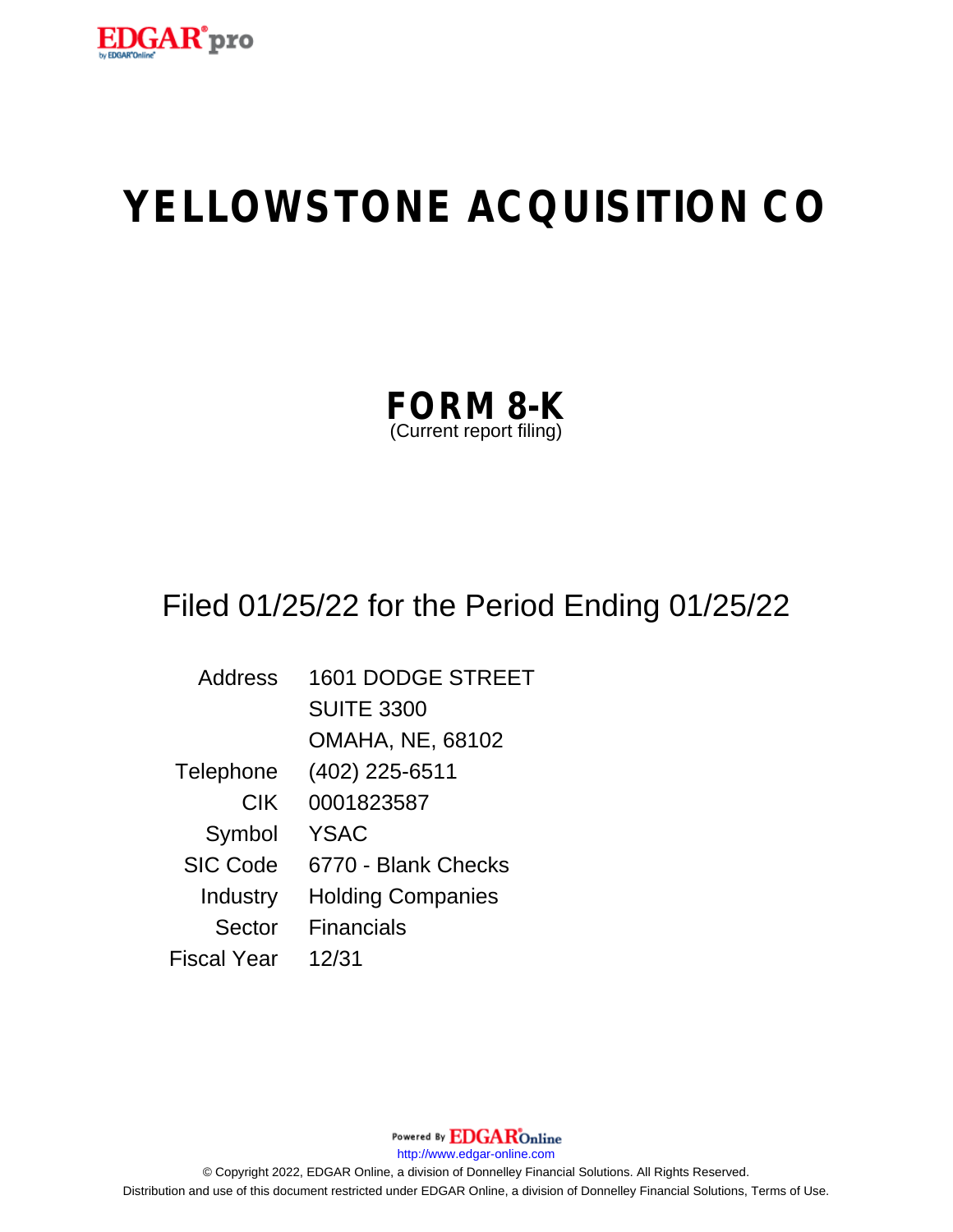# YELLOWSTONE ACQUISITION CO

## FORM 8-K
(Current report filing)

Filed 01/25/22 for the Period Ending 01/25/22

| | |
|---|---|
| Address | 1601 DODGE STREET |
| | SUITE 3300 |
| | OMAHA, NE, 68102 |
| Telephone | (402) 225-6511 |
| CIK | 0001823587 |
| Symbol | YSAC |
| SIC Code | 6770 - Blank Checks |
| Industry | Holding Companies |
| Sector | Financials |
| Fiscal Year | 12/31 |

Powered By EDGAR Online

http://www.edgar-online.com

© Copyright 2022, EDGAR Online, a division of Donnelley Financial Solutions. All Rights Reserved.
Distribution and use of this document restricted under EDGAR Online, a division of Donnelley Financial Solutions, Terms of Use.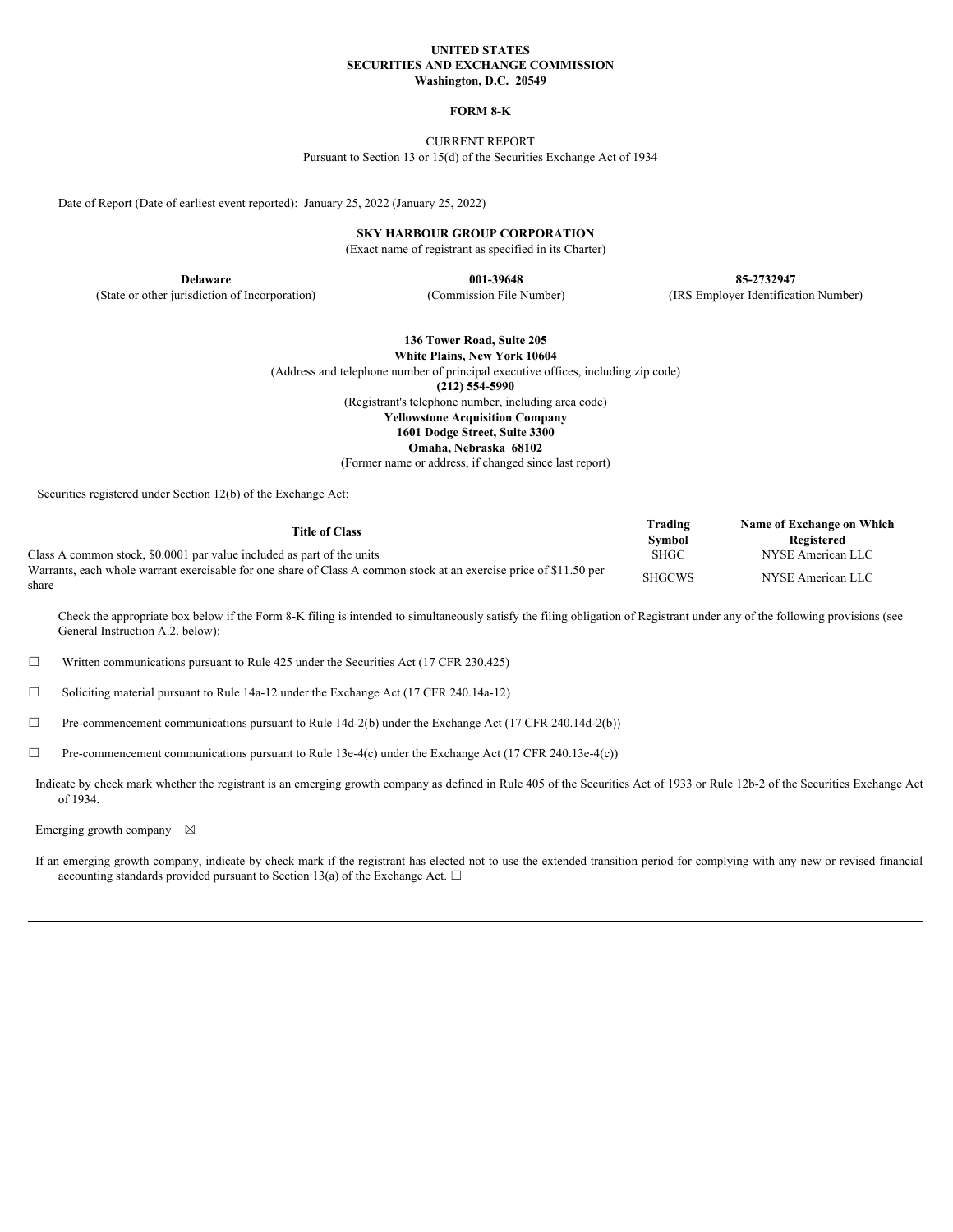**UNITED STATES**
**SECURITIES AND EXCHANGE COMMISSION**
**Washington, D.C. 20549**

**FORM 8-K**

CURRENT REPORT
Pursuant to Section 13 or 15(d) of the Securities Exchange Act of 1934

Date of Report (Date of earliest event reported): January 25, 2022 (January 25, 2022)

**SKY HARBOUR GROUP CORPORATION**
(Exact name of registrant as specified in its Charter)

| **Delaware** | **001-39648** | **85-2732947** |
|---|---|---|
| (State or other jurisdiction of Incorporation) | (Commission File Number) | (IRS Employer Identification Number) |

**136 Tower Road, Suite 205**
**White Plains, New York 10604**
(Address and telephone number of principal executive offices, including zip code)
**(212) 554-5990**
(Registrant's telephone number, including area code)
**Yellowstone Acquisition Company**
**1601 Dodge Street, Suite 3300**
**Omaha, Nebraska 68102**
(Former name or address, if changed since last report)

Securities registered under Section 12(b) of the Exchange Act:

| Title of Class | Trading Symbol | Name of Exchange on Which Registered |
|---|---|---|
| Class A common stock, $0.0001 par value included as part of the units | SHGC | NYSE American LLC |
| Warrants, each whole warrant exercisable for one share of Class A common stock at an exercise price of $11.50 per share | SHGCWS | NYSE American LLC |

Check the appropriate box below if the Form 8-K filing is intended to simultaneously satisfy the filing obligation of Registrant under any of the following provisions (see General Instruction A.2. below):

☐ Written communications pursuant to Rule 425 under the Securities Act (17 CFR 230.425)

☐ Soliciting material pursuant to Rule 14a-12 under the Exchange Act (17 CFR 240.14a-12)

☐ Pre-commencement communications pursuant to Rule 14d-2(b) under the Exchange Act (17 CFR 240.14d-2(b))

☐ Pre-commencement communications pursuant to Rule 13e-4(c) under the Exchange Act (17 CFR 240.13e-4(c))

Indicate by check mark whether the registrant is an emerging growth company as defined in Rule 405 of the Securities Act of 1933 or Rule 12b-2 of the Securities Exchange Act of 1934.

Emerging growth company ☒

If an emerging growth company, indicate by check mark if the registrant has elected not to use the extended transition period for complying with any new or revised financial accounting standards provided pursuant to Section 13(a) of the Exchange Act. ☐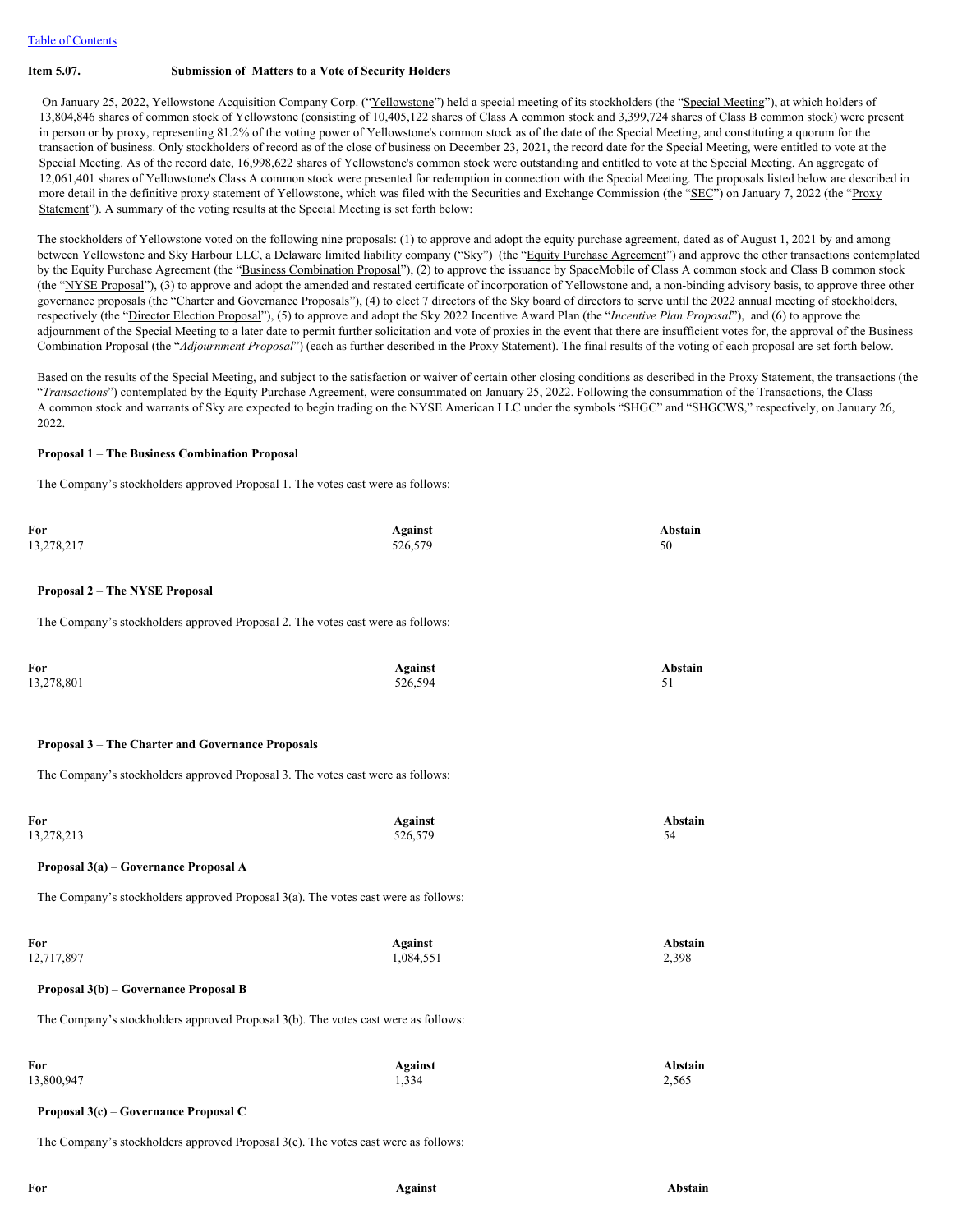[Table of Contents](#)

**Item 5.07. Submission of Matters to a Vote of Security Holders**

On January 25, 2022, Yellowstone Acquisition Company Corp. ("Yellowstone") held a special meeting of its stockholders (the "Special Meeting"), at which holders of 13,804,846 shares of common stock of Yellowstone (consisting of 10,405,122 shares of Class A common stock and 3,399,724 shares of Class B common stock) were present in person or by proxy, representing 81.2% of the voting power of Yellowstone's common stock as of the date of the Special Meeting, and constituting a quorum for the transaction of business. Only stockholders of record as of the close of business on December 23, 2021, the record date for the Special Meeting, were entitled to vote at the Special Meeting. As of the record date, 16,998,622 shares of Yellowstone's common stock were outstanding and entitled to vote at the Special Meeting. An aggregate of 12,061,401 shares of Yellowstone's Class A common stock were presented for redemption in connection with the Special Meeting. The proposals listed below are described in more detail in the definitive proxy statement of Yellowstone, which was filed with the Securities and Exchange Commission (the "SEC") on January 7, 2022 (the "Proxy Statement"). A summary of the voting results at the Special Meeting is set forth below:

The stockholders of Yellowstone voted on the following nine proposals: (1) to approve and adopt the equity purchase agreement, dated as of August 1, 2021 by and among between Yellowstone and Sky Harbour LLC, a Delaware limited liability company ("Sky") (the "Equity Purchase Agreement") and approve the other transactions contemplated by the Equity Purchase Agreement (the "Business Combination Proposal"), (2) to approve the issuance by SpaceMobile of Class A common stock and Class B common stock (the "NYSE Proposal"), (3) to approve and adopt the amended and restated certificate of incorporation of Yellowstone and, a non-binding advisory basis, to approve three other governance proposals (the "Charter and Governance Proposals"), (4) to elect 7 directors of the Sky board of directors to serve until the 2022 annual meeting of stockholders, respectively (the "Director Election Proposal"), (5) to approve and adopt the Sky 2022 Incentive Award Plan (the "*Incentive Plan Proposal*"), and (6) to approve the adjournment of the Special Meeting to a later date to permit further solicitation and vote of proxies in the event that there are insufficient votes for, the approval of the Business Combination Proposal (the "*Adjournment Proposal*") (each as further described in the Proxy Statement). The final results of the voting of each proposal are set forth below.

Based on the results of the Special Meeting, and subject to the satisfaction or waiver of certain other closing conditions as described in the Proxy Statement, the transactions (the "*Transactions*") contemplated by the Equity Purchase Agreement, were consummated on January 25, 2022. Following the consummation of the Transactions, the Class A common stock and warrants of Sky are expected to begin trading on the NYSE American LLC under the symbols "SHGC" and "SHGCWS," respectively, on January 26, 2022.

**Proposal 1** – **The Business Combination Proposal**

The Company's stockholders approved Proposal 1. The votes cast were as follows:

| For | Against | Abstain |
|---|---|---|
| 13,278,217 | 526,579 | 50 |

**Proposal 2** – **The NYSE Proposal**

The Company's stockholders approved Proposal 2. The votes cast were as follows:

| For | Against | Abstain |
|---|---|---|
| 13,278,801 | 526,594 | 51 |

**Proposal 3** – **The Charter and Governance Proposals**

The Company's stockholders approved Proposal 3. The votes cast were as follows:

| For | Against | Abstain |
|---|---|---|
| 13,278,213 | 526,579 | 54 |

**Proposal 3(a)** – **Governance Proposal A**

The Company's stockholders approved Proposal 3(a). The votes cast were as follows:

| For | Against | Abstain |
|---|---|---|
| 12,717,897 | 1,084,551 | 2,398 |

**Proposal 3(b)** – **Governance Proposal B**

The Company's stockholders approved Proposal 3(b). The votes cast were as follows:

| For | Against | Abstain |
|---|---|---|
| 13,800,947 | 1,334 | 2,565 |

**Proposal 3(c)** – **Governance Proposal C**

The Company's stockholders approved Proposal 3(c). The votes cast were as follows:

| For | Against | Abstain |
|---|---|---|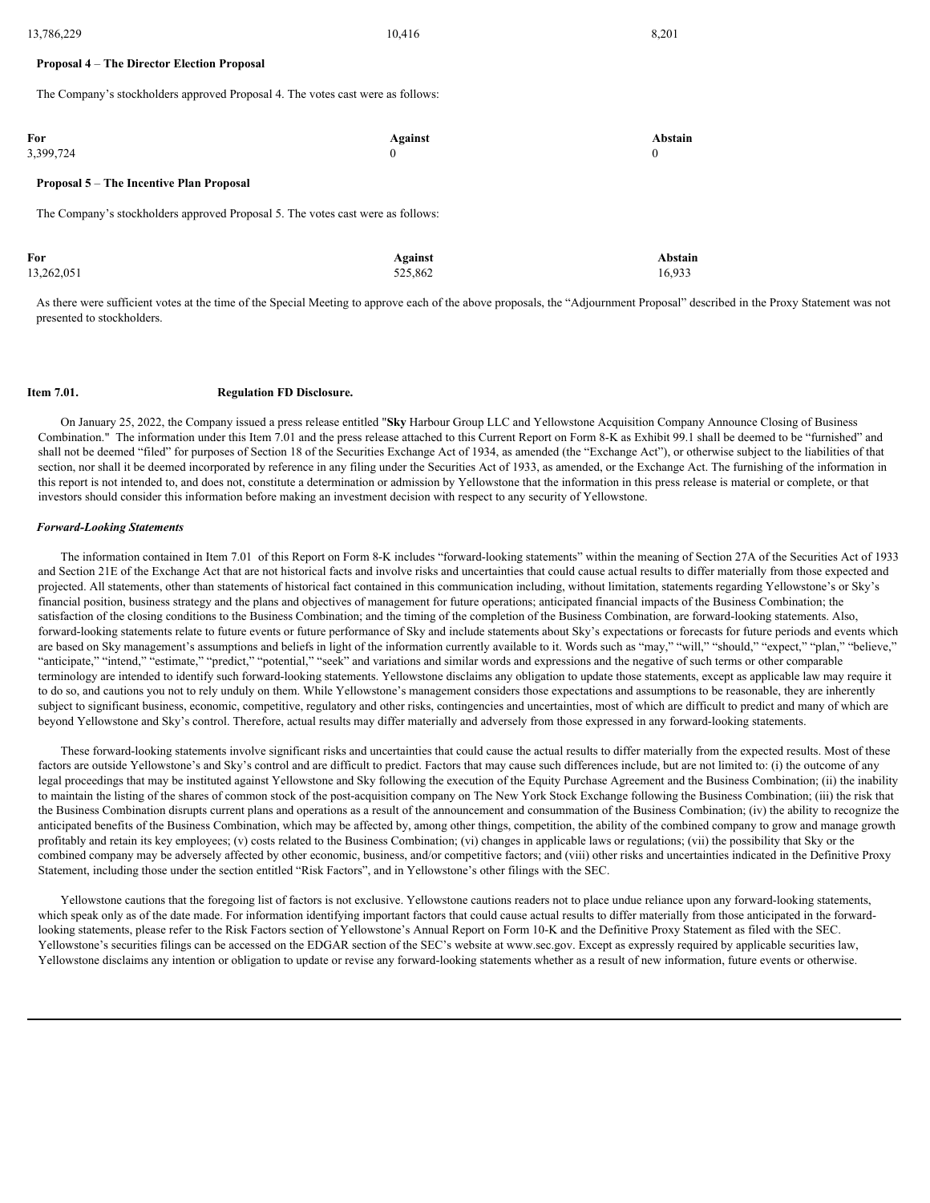| | | |
|---|---|---|
| 13,786,229 | 10,416 | 8,201 |

**Proposal 4** – **The Director Election Proposal**

The Company's stockholders approved Proposal 4. The votes cast were as follows:

| For | Against | Abstain |
|---|---|---|
| 3,399,724 | 0 | 0 |

**Proposal 5** – **The Incentive Plan Proposal**

The Company's stockholders approved Proposal 5. The votes cast were as follows:

| For | Against | Abstain |
|---|---|---|
| 13,262,051 | 525,862 | 16,933 |

As there were sufficient votes at the time of the Special Meeting to approve each of the above proposals, the "Adjournment Proposal" described in the Proxy Statement was not presented to stockholders.

**Item 7.01. Regulation FD Disclosure.**

On January 25, 2022, the Company issued a press release entitled "**Sky** Harbour Group LLC and Yellowstone Acquisition Company Announce Closing of Business Combination." The information under this Item 7.01 and the press release attached to this Current Report on Form 8-K as Exhibit 99.1 shall be deemed to be "furnished" and shall not be deemed "filed" for purposes of Section 18 of the Securities Exchange Act of 1934, as amended (the "Exchange Act"), or otherwise subject to the liabilities of that section, nor shall it be deemed incorporated by reference in any filing under the Securities Act of 1933, as amended, or the Exchange Act. The furnishing of the information in this report is not intended to, and does not, constitute a determination or admission by Yellowstone that the information in this press release is material or complete, or that investors should consider this information before making an investment decision with respect to any security of Yellowstone.

***Forward-Looking Statements***

The information contained in Item 7.01 of this Report on Form 8-K includes "forward-looking statements" within the meaning of Section 27A of the Securities Act of 1933 and Section 21E of the Exchange Act that are not historical facts and involve risks and uncertainties that could cause actual results to differ materially from those expected and projected. All statements, other than statements of historical fact contained in this communication including, without limitation, statements regarding Yellowstone's or Sky's financial position, business strategy and the plans and objectives of management for future operations; anticipated financial impacts of the Business Combination; the satisfaction of the closing conditions to the Business Combination; and the timing of the completion of the Business Combination, are forward-looking statements. Also, forward-looking statements relate to future events or future performance of Sky and include statements about Sky's expectations or forecasts for future periods and events which are based on Sky management's assumptions and beliefs in light of the information currently available to it. Words such as "may," "will," "should," "expect," "plan," "believe," "anticipate," "intend," "estimate," "predict," "potential," "seek" and variations and similar words and expressions and the negative of such terms or other comparable terminology are intended to identify such forward-looking statements. Yellowstone disclaims any obligation to update those statements, except as applicable law may require it to do so, and cautions you not to rely unduly on them. While Yellowstone's management considers those expectations and assumptions to be reasonable, they are inherently subject to significant business, economic, competitive, regulatory and other risks, contingencies and uncertainties, most of which are difficult to predict and many of which are beyond Yellowstone and Sky's control. Therefore, actual results may differ materially and adversely from those expressed in any forward-looking statements.

These forward-looking statements involve significant risks and uncertainties that could cause the actual results to differ materially from the expected results. Most of these factors are outside Yellowstone's and Sky's control and are difficult to predict. Factors that may cause such differences include, but are not limited to: (i) the outcome of any legal proceedings that may be instituted against Yellowstone and Sky following the execution of the Equity Purchase Agreement and the Business Combination; (ii) the inability to maintain the listing of the shares of common stock of the post-acquisition company on The New York Stock Exchange following the Business Combination; (iii) the risk that the Business Combination disrupts current plans and operations as a result of the announcement and consummation of the Business Combination; (iv) the ability to recognize the anticipated benefits of the Business Combination, which may be affected by, among other things, competition, the ability of the combined company to grow and manage growth profitably and retain its key employees; (v) costs related to the Business Combination; (vi) changes in applicable laws or regulations; (vii) the possibility that Sky or the combined company may be adversely affected by other economic, business, and/or competitive factors; and (viii) other risks and uncertainties indicated in the Definitive Proxy Statement, including those under the section entitled "Risk Factors", and in Yellowstone's other filings with the SEC.

Yellowstone cautions that the foregoing list of factors is not exclusive. Yellowstone cautions readers not to place undue reliance upon any forward-looking statements, which speak only as of the date made. For information identifying important factors that could cause actual results to differ materially from those anticipated in the forward-looking statements, please refer to the Risk Factors section of Yellowstone's Annual Report on Form 10-K and the Definitive Proxy Statement as filed with the SEC. Yellowstone's securities filings can be accessed on the EDGAR section of the SEC's website at www.sec.gov. Except as expressly required by applicable securities law, Yellowstone disclaims any intention or obligation to update or revise any forward-looking statements whether as a result of new information, future events or otherwise.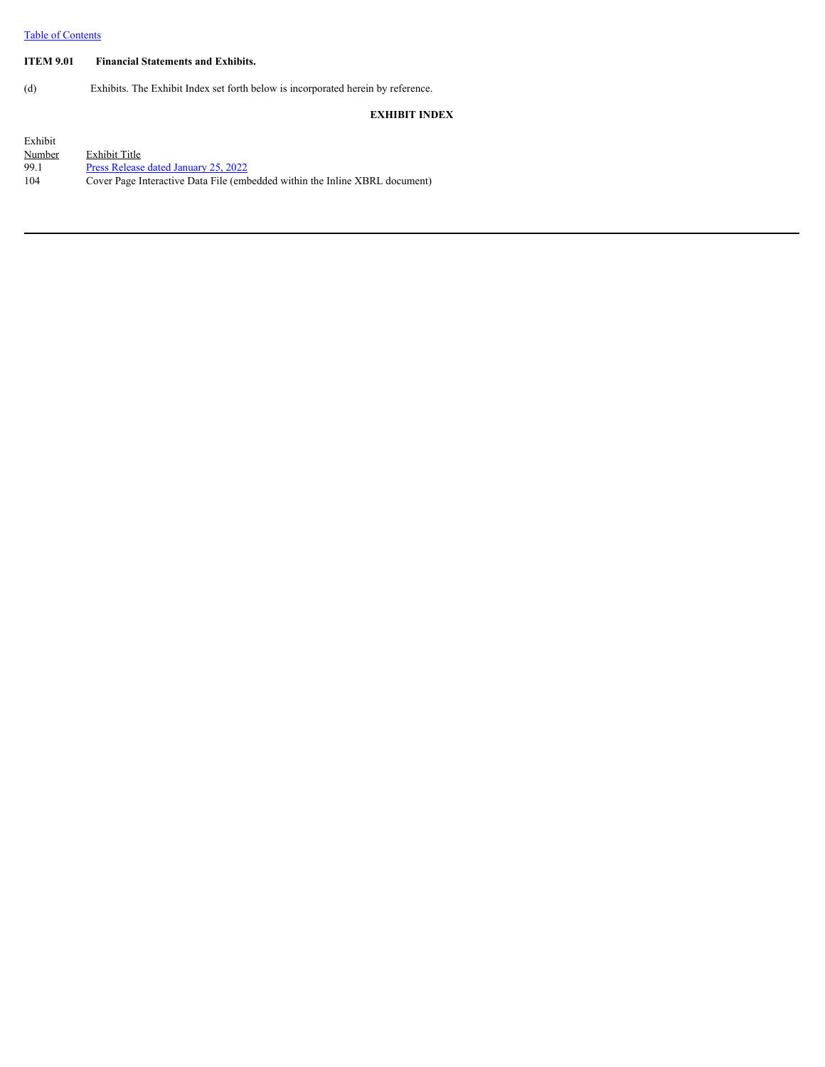Table of Contents

**ITEM 9.01 Financial Statements and Exhibits.**

(d) Exhibits. The Exhibit Index set forth below is incorporated herein by reference.

**EXHIBIT INDEX**

| Exhibit Number | Exhibit Title |
| --- | --- |
| 99.1 | Press Release dated January 25, 2022 |
| 104 | Cover Page Interactive Data File (embedded within the Inline XBRL document) |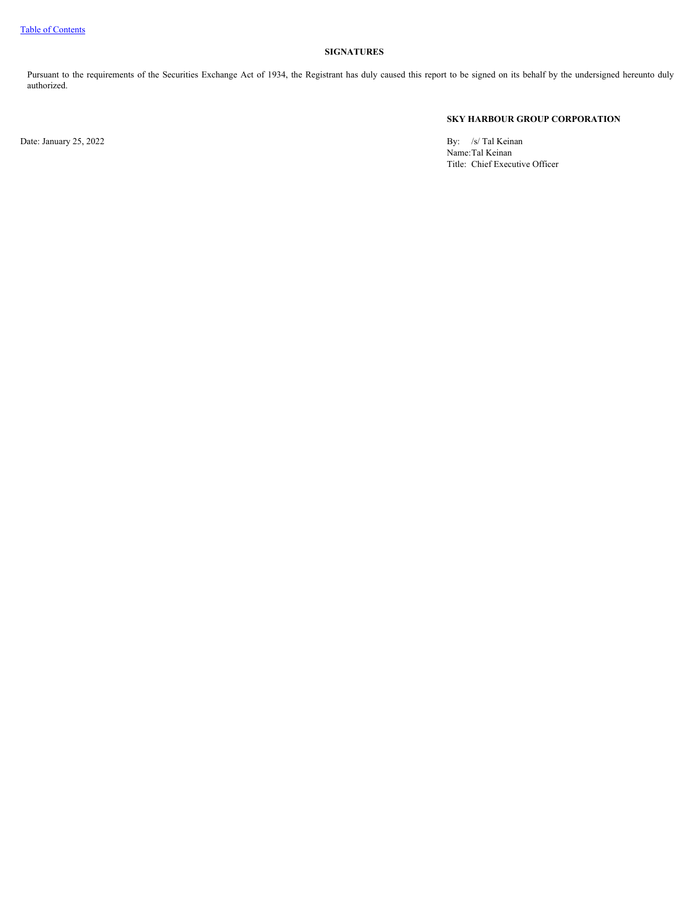## SIGNATURES

Pursuant to the requirements of the Securities Exchange Act of 1934, the Registrant has duly caused this report to be signed on its behalf by the undersigned hereunto duly authorized.

**SKY HARBOUR GROUP CORPORATION**

Date: January 25, 2022

By: /s/ Tal Keinan
Name: Tal Keinan
Title: Chief Executive Officer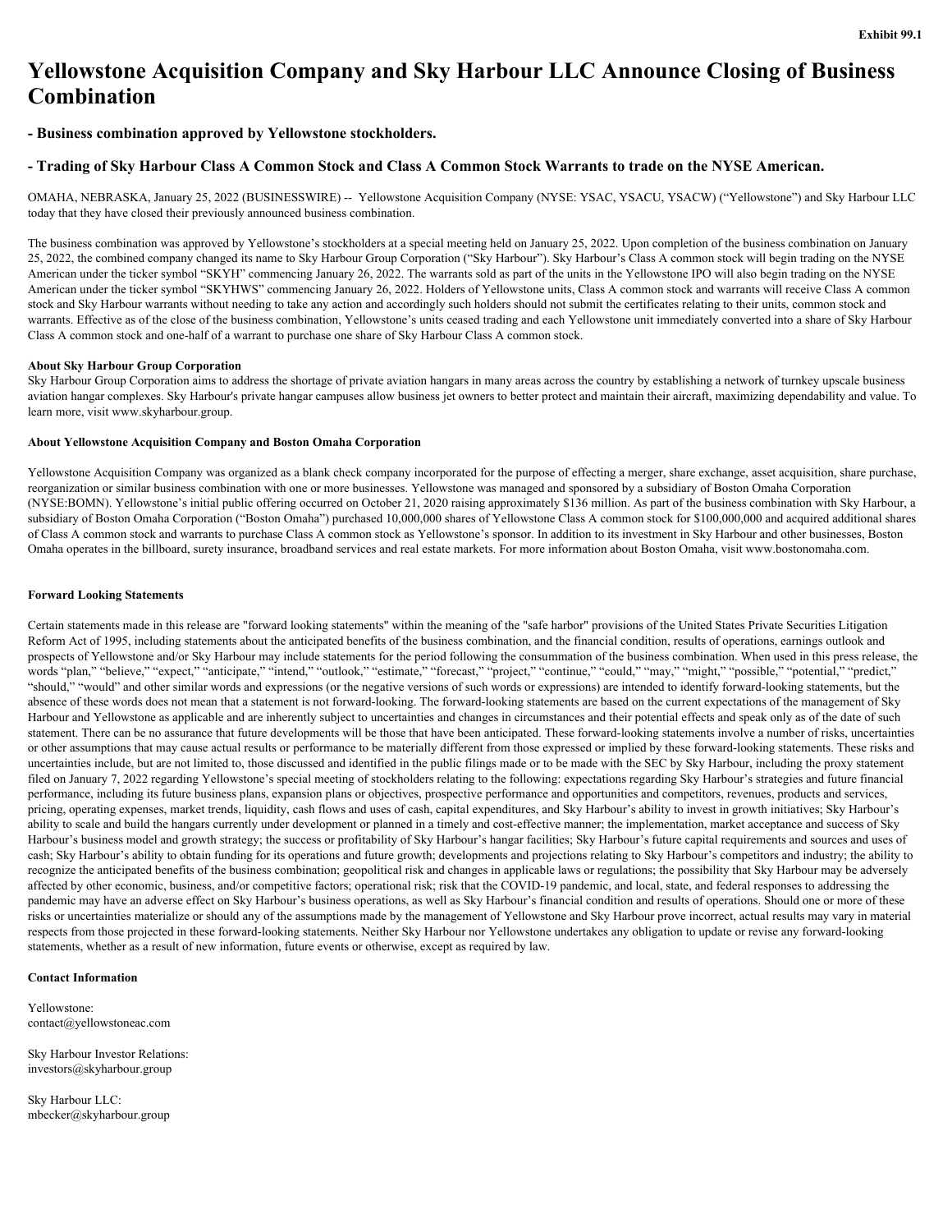Exhibit 99.1

# Yellowstone Acquisition Company and Sky Harbour LLC Announce Closing of Business Combination

### - Business combination approved by Yellowstone stockholders.

### - Trading of Sky Harbour Class A Common Stock and Class A Common Stock Warrants to trade on the NYSE American.

OMAHA, NEBRASKA, January 25, 2022 (BUSINESSWIRE) -- Yellowstone Acquisition Company (NYSE: YSAC, YSACU, YSACW) ("Yellowstone") and Sky Harbour LLC today that they have closed their previously announced business combination.

The business combination was approved by Yellowstone's stockholders at a special meeting held on January 25, 2022. Upon completion of the business combination on January 25, 2022, the combined company changed its name to Sky Harbour Group Corporation ("Sky Harbour"). Sky Harbour's Class A common stock will begin trading on the NYSE American under the ticker symbol "SKYH" commencing January 26, 2022. The warrants sold as part of the units in the Yellowstone IPO will also begin trading on the NYSE American under the ticker symbol "SKYHWS" commencing January 26, 2022. Holders of Yellowstone units, Class A common stock and warrants will receive Class A common stock and Sky Harbour warrants without needing to take any action and accordingly such holders should not submit the certificates relating to their units, common stock and warrants. Effective as of the close of the business combination, Yellowstone's units ceased trading and each Yellowstone unit immediately converted into a share of Sky Harbour Class A common stock and one-half of a warrant to purchase one share of Sky Harbour Class A common stock.

**About Sky Harbour Group Corporation**
Sky Harbour Group Corporation aims to address the shortage of private aviation hangars in many areas across the country by establishing a network of turnkey upscale business aviation hangar complexes. Sky Harbour's private hangar campuses allow business jet owners to better protect and maintain their aircraft, maximizing dependability and value. To learn more, visit www.skyharbour.group.

**About Yellowstone Acquisition Company and Boston Omaha Corporation**

Yellowstone Acquisition Company was organized as a blank check company incorporated for the purpose of effecting a merger, share exchange, asset acquisition, share purchase, reorganization or similar business combination with one or more businesses. Yellowstone was managed and sponsored by a subsidiary of Boston Omaha Corporation (NYSE:BOMN). Yellowstone's initial public offering occurred on October 21, 2020 raising approximately $136 million. As part of the business combination with Sky Harbour, a subsidiary of Boston Omaha Corporation ("Boston Omaha") purchased 10,000,000 shares of Yellowstone Class A common stock for $100,000,000 and acquired additional shares of Class A common stock and warrants to purchase Class A common stock as Yellowstone's sponsor. In addition to its investment in Sky Harbour and other businesses, Boston Omaha operates in the billboard, surety insurance, broadband services and real estate markets. For more information about Boston Omaha, visit www.bostonomaha.com.

**Forward Looking Statements**

Certain statements made in this release are "forward looking statements" within the meaning of the "safe harbor" provisions of the United States Private Securities Litigation Reform Act of 1995, including statements about the anticipated benefits of the business combination, and the financial condition, results of operations, earnings outlook and prospects of Yellowstone and/or Sky Harbour may include statements for the period following the consummation of the business combination. When used in this press release, the words "plan," "believe," "expect," "anticipate," "intend," "outlook," "estimate," "forecast," "project," "continue," "could," "may," "might," "possible," "potential," "predict," "should," "would" and other similar words and expressions (or the negative versions of such words or expressions) are intended to identify forward-looking statements, but the absence of these words does not mean that a statement is not forward-looking. The forward-looking statements are based on the current expectations of the management of Sky Harbour and Yellowstone as applicable and are inherently subject to uncertainties and changes in circumstances and their potential effects and speak only as of the date of such statement. There can be no assurance that future developments will be those that have been anticipated. These forward-looking statements involve a number of risks, uncertainties or other assumptions that may cause actual results or performance to be materially different from those expressed or implied by these forward-looking statements. These risks and uncertainties include, but are not limited to, those discussed and identified in the public filings made or to be made with the SEC by Sky Harbour, including the proxy statement filed on January 7, 2022 regarding Yellowstone's special meeting of stockholders relating to the following: expectations regarding Sky Harbour's strategies and future financial performance, including its future business plans, expansion plans or objectives, prospective performance and opportunities and competitors, revenues, products and services, pricing, operating expenses, market trends, liquidity, cash flows and uses of cash, capital expenditures, and Sky Harbour's ability to invest in growth initiatives; Sky Harbour's ability to scale and build the hangars currently under development or planned in a timely and cost-effective manner; the implementation, market acceptance and success of Sky Harbour's business model and growth strategy; the success or profitability of Sky Harbour's hangar facilities; Sky Harbour's future capital requirements and sources and uses of cash; Sky Harbour's ability to obtain funding for its operations and future growth; developments and projections relating to Sky Harbour's competitors and industry; the ability to recognize the anticipated benefits of the business combination; geopolitical risk and changes in applicable laws or regulations; the possibility that Sky Harbour may be adversely affected by other economic, business, and/or competitive factors; operational risk; risk that the COVID-19 pandemic, and local, state, and federal responses to addressing the pandemic may have an adverse effect on Sky Harbour's business operations, as well as Sky Harbour's financial condition and results of operations. Should one or more of these risks or uncertainties materialize or should any of the assumptions made by the management of Yellowstone and Sky Harbour prove incorrect, actual results may vary in material respects from those projected in these forward-looking statements. Neither Sky Harbour nor Yellowstone undertakes any obligation to update or revise any forward-looking statements, whether as a result of new information, future events or otherwise, except as required by law.

**Contact Information**

Yellowstone:
contact@yellowstoneac.com

Sky Harbour Investor Relations:
investors@skyharbour.group

Sky Harbour LLC:
mbecker@skyharbour.group